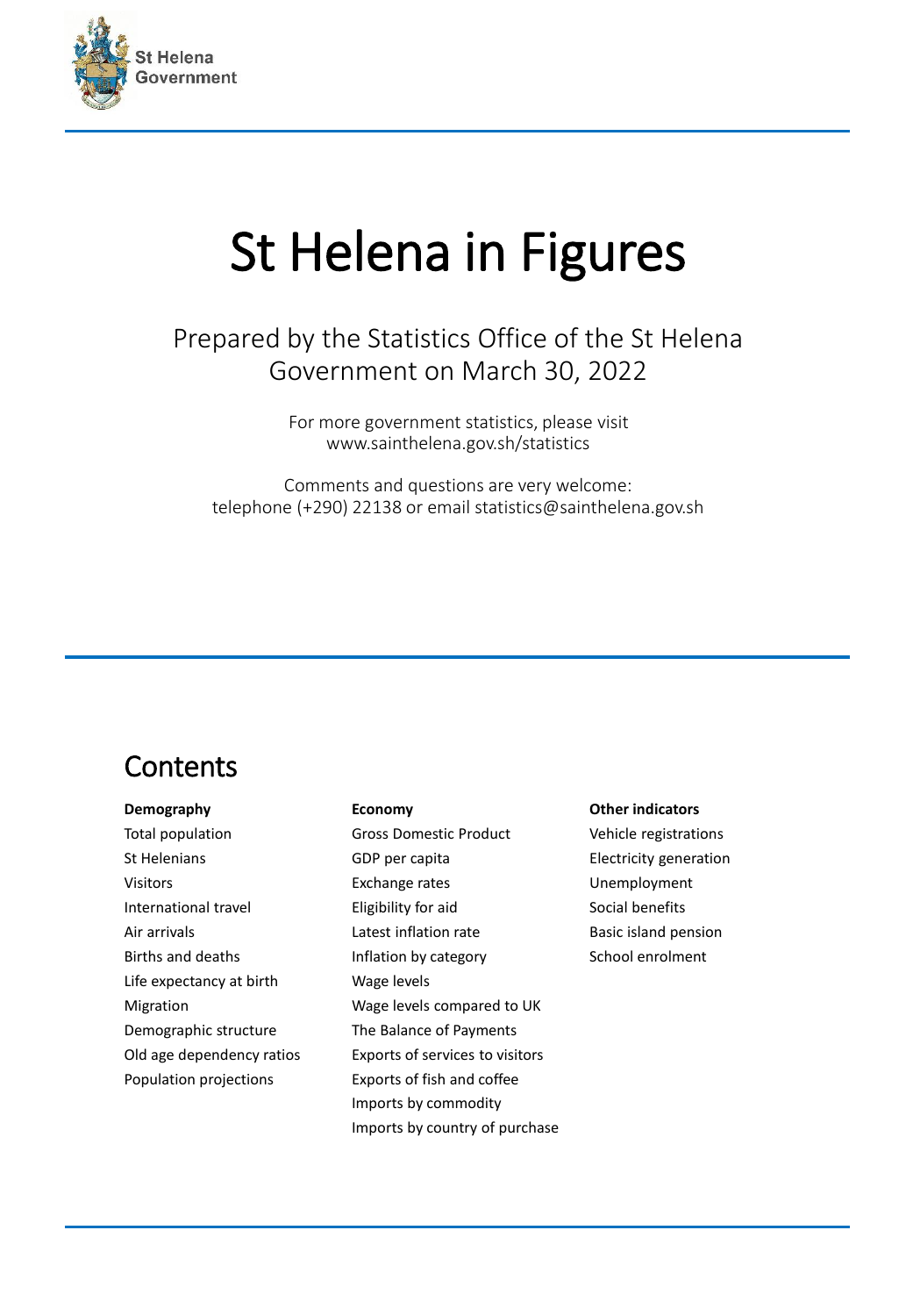St Helena Government

# St Helena in Figures

Prepared by the Statistics Office of the St Helena Government on March 30, 2022

For more government statistics, please visit www.sainthelena.gov.sh/statistics

Comments and questions are very welcome: telephone (+290) 22138 or email statistics@sainthelena.gov.sh

## Contents

**Demography**

- Total population
- St Helenians
- Visitors
- International travel
- Air arrivals
- Births and deaths
- Life expectancy at birth
- Migration
- Demographic structure
- Old age dependency ratios
- Population projections

**Economy**

- Gross Domestic Product
- GDP per capita
- Exchange rates
- Eligibility for aid
- Latest inflation rate
- Inflation by category
- Wage levels
- Wage levels compared to UK
- The Balance of Payments
- Exports of services to visitors
- Exports of fish and coffee
- Imports by commodity
- Imports by country of purchase

**Other indicators**

- Vehicle registrations
- Electricity generation
- Unemployment
- Social benefits
- Basic island pension
- School enrolment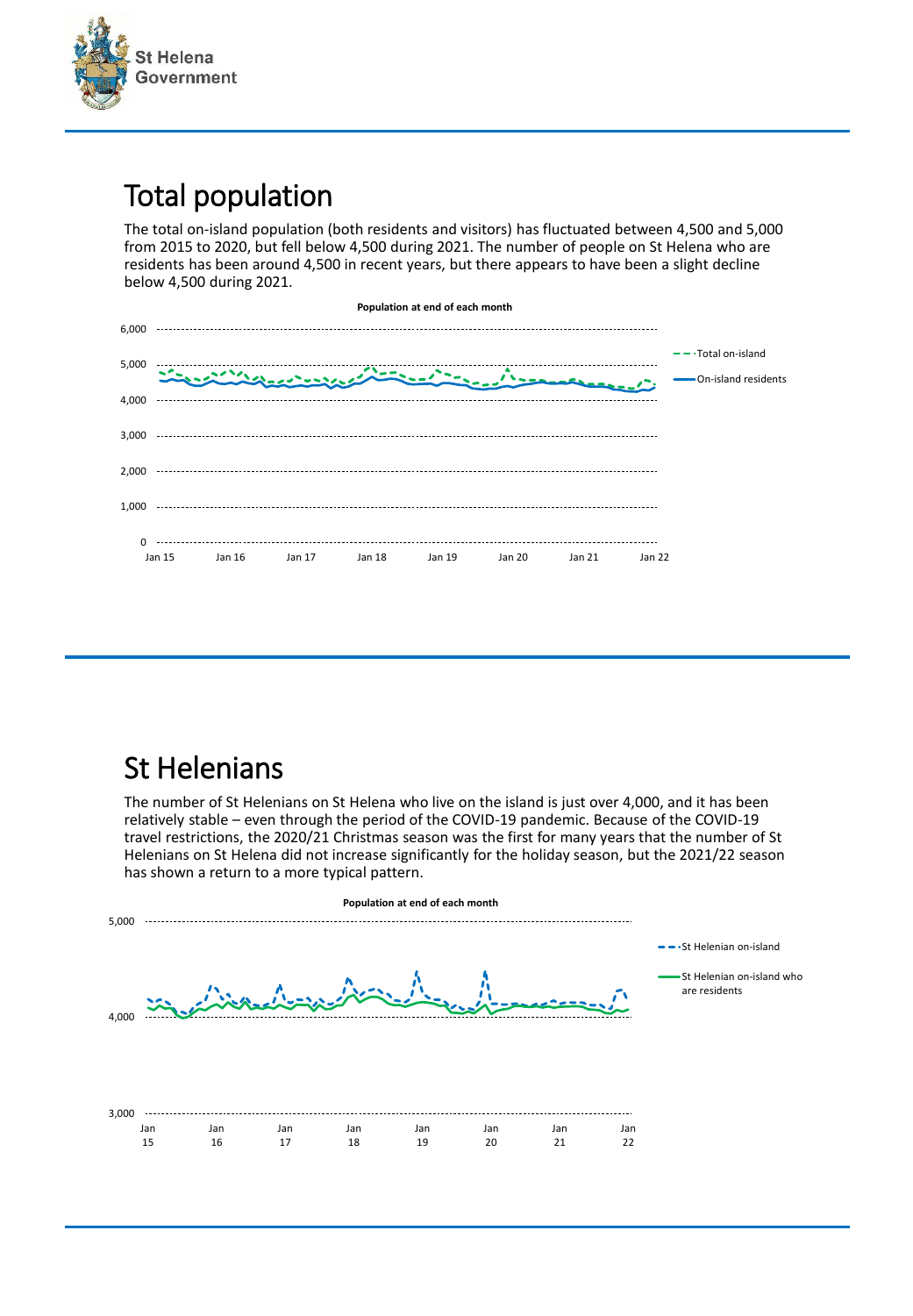# Total population

The total on-island population (both residents and visitors) has fluctuated between 4,500 and 5,000 from 2015 to 2020, but fell below 4,500 during 2021. The number of people on St Helena who are residents has been around 4,500 in recent years, but there appears to have been a slight decline below 4,500 during 2021.

**Population at end of each month**

# St Helenians

The number of St Helenians on St Helena who live on the island is just over 4,000, and it has been relatively stable – even through the period of the COVID-19 pandemic. Because of the COVID-19 travel restrictions, the 2020/21 Christmas season was the first for many years that the number of St Helenians on St Helena did not increase significantly for the holiday season, but the 2021/22 season has shown a return to a more typical pattern.

**Population at end of each month**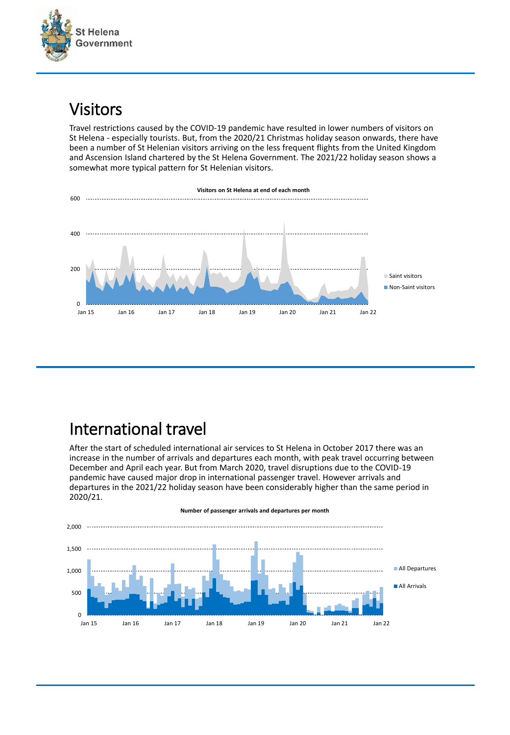# Visitors

Travel restrictions caused by the COVID-19 pandemic have resulted in lower numbers of visitors on St Helena - especially tourists. But, from the 2020/21 Christmas holiday season onwards, there have been a number of St Helenian visitors arriving on the less frequent flights from the United Kingdom and Ascension Island chartered by the St Helena Government. The 2021/22 holiday season shows a somewhat more typical pattern for St Helenian visitors.

**Visitors on St Helena at end of each month**

# International travel

After the start of scheduled international air services to St Helena in October 2017 there was an increase in the number of arrivals and departures each month, with peak travel occurring between December and April each year. But from March 2020, travel disruptions due to the COVID-19 pandemic have caused major drop in international passenger travel. However arrivals and departures in the 2021/22 holiday season have been considerably higher than the same period in 2020/21.

**Number of passenger arrivals and departures per month**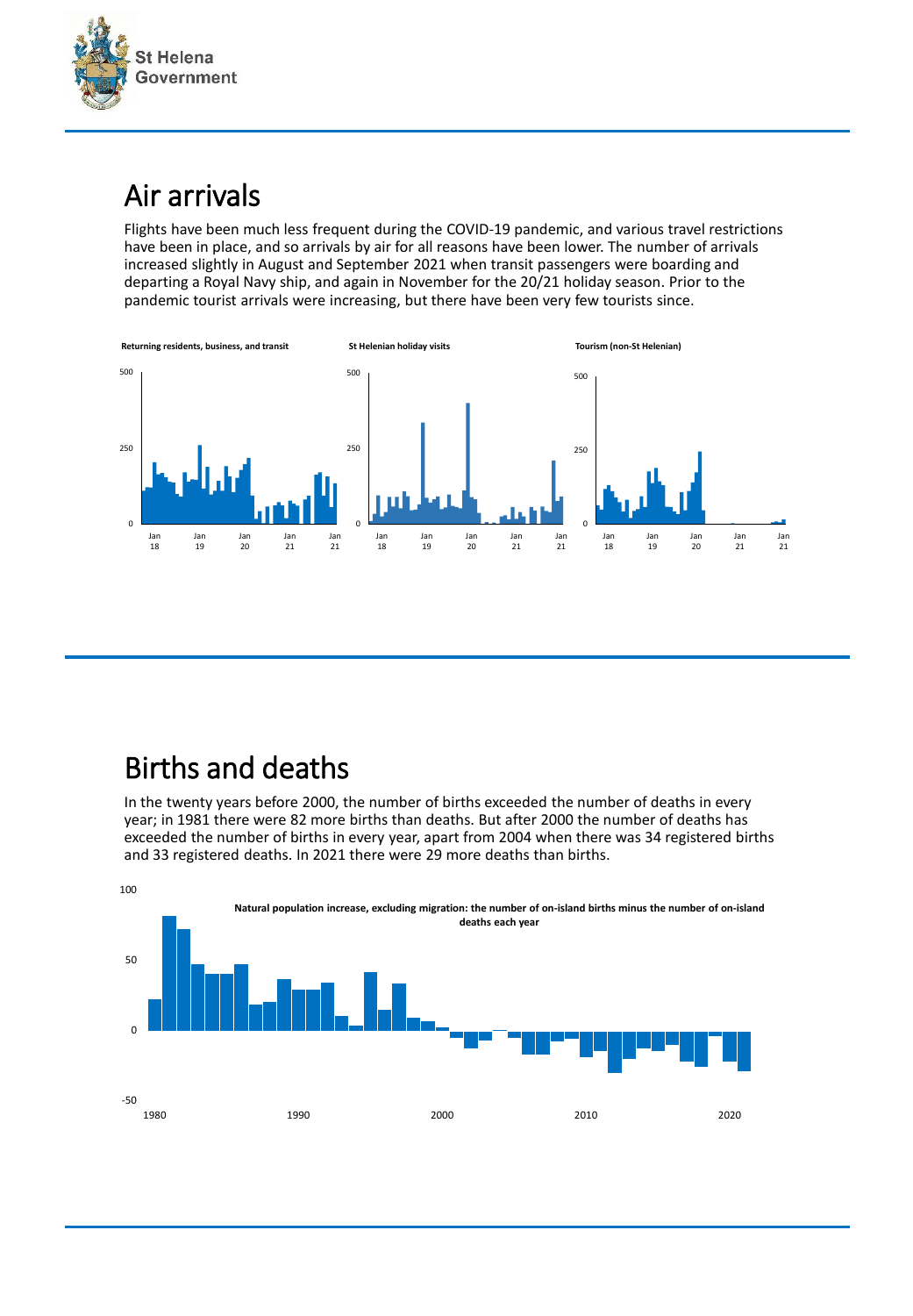# Air arrivals

Flights have been much less frequent during the COVID-19 pandemic, and various travel restrictions have been in place, and so arrivals by air for all reasons have been lower. The number of arrivals increased slightly in August and September 2021 when transit passengers were boarding and departing a Royal Navy ship, and again in November for the 20/21 holiday season. Prior to the pandemic tourist arrivals were increasing, but there have been very few tourists since.

**Returning residents, business, and transit**

**St Helenian holiday visits**

**Tourism (non-St Helenian)**

# Births and deaths

In the twenty years before 2000, the number of births exceeded the number of deaths in every year; in 1981 there were 82 more births than deaths. But after 2000 the number of deaths has exceeded the number of births in every year, apart from 2004 when there was 34 registered births and 33 registered deaths. In 2021 there were 29 more deaths than births.

**Natural population increase, excluding migration: the number of on-island births minus the number of on-island deaths each year**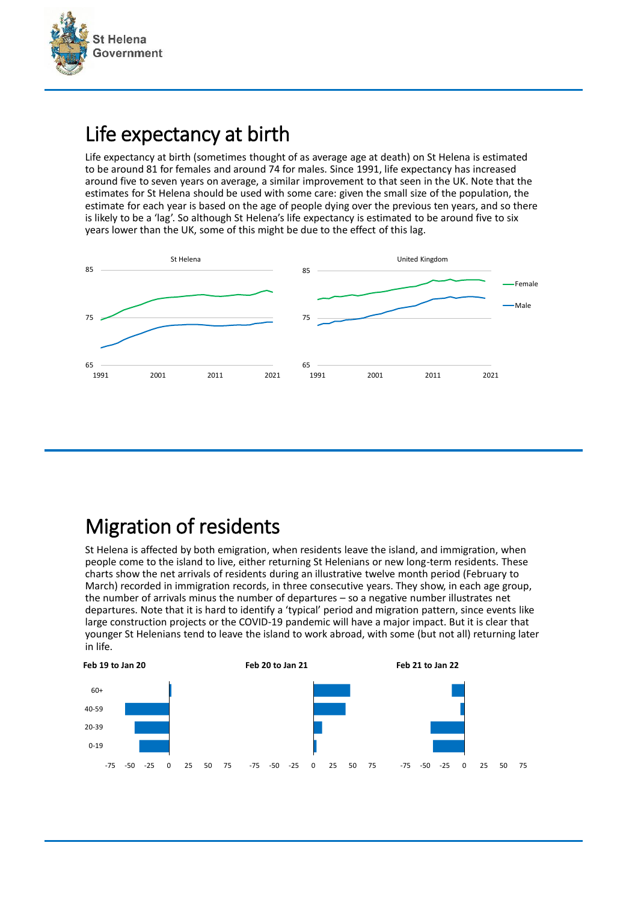# Life expectancy at birth

Life expectancy at birth (sometimes thought of as average age at death) on St Helena is estimated to be around 81 for females and around 74 for males. Since 1991, life expectancy has increased around five to seven years on average, a similar improvement to that seen in the UK. Note that the estimates for St Helena should be used with some care: given the small size of the population, the estimate for each year is based on the age of people dying over the previous ten years, and so there is likely to be a 'lag'. So although St Helena's life expectancy is estimated to be around five to six years lower than the UK, some of this might be due to the effect of this lag.

# Migration of residents

St Helena is affected by both emigration, when residents leave the island, and immigration, when people come to the island to live, either returning St Helenians or new long-term residents. These charts show the net arrivals of residents during an illustrative twelve month period (February to March) recorded in immigration records, in three consecutive years. They show, in each age group, the number of arrivals minus the number of departures – so a negative number illustrates net departures. Note that it is hard to identify a 'typical' period and migration pattern, since events like large construction projects or the COVID-19 pandemic will have a major impact. But it is clear that younger St Helenians tend to leave the island to work abroad, with some (but not all) returning later in life.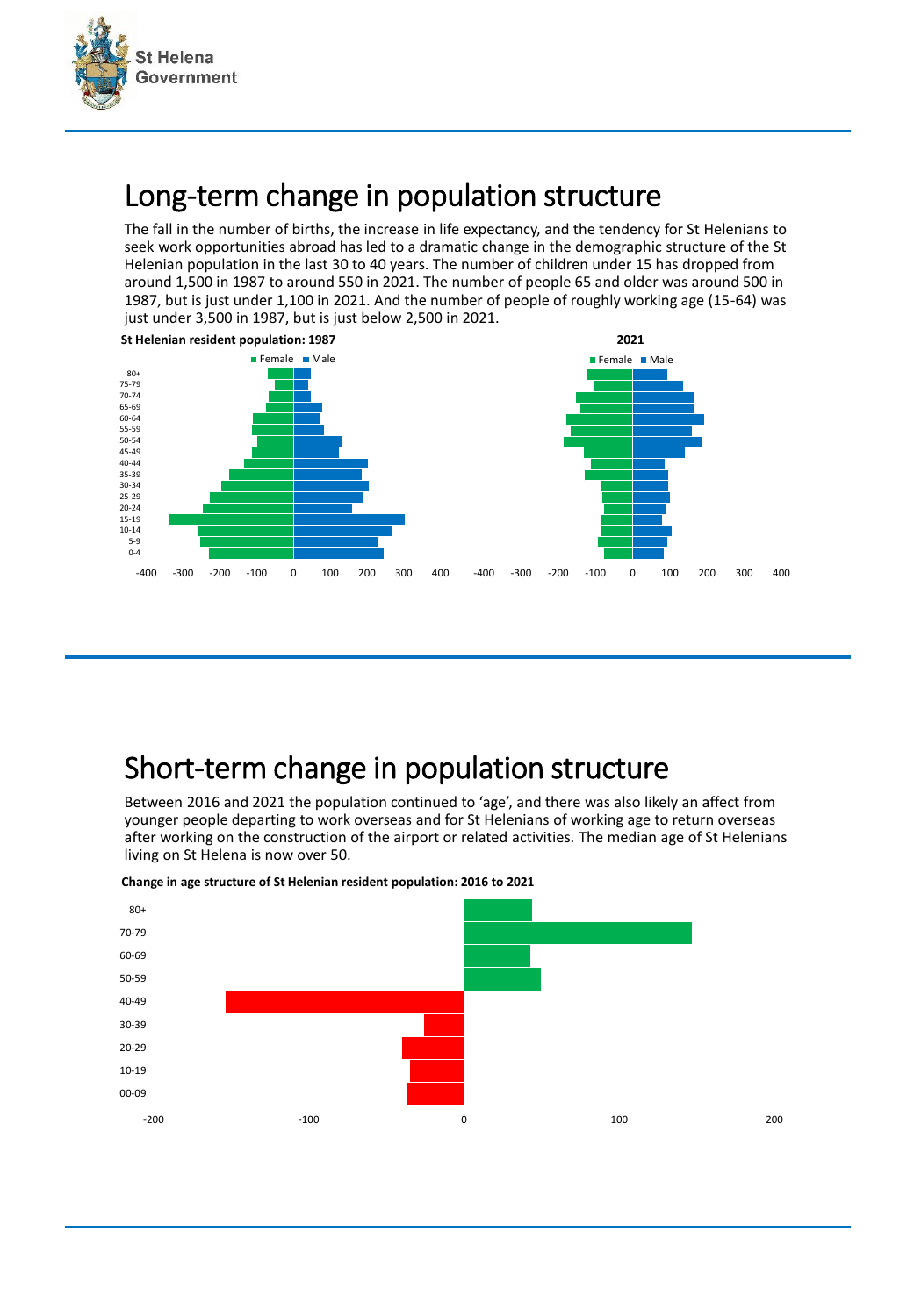# Long-term change in population structure

The fall in the number of births, the increase in life expectancy, and the tendency for St Helenians to seek work opportunities abroad has led to a dramatic change in the demographic structure of the St Helenian population in the last 30 to 40 years. The number of children under 15 has dropped from around 1,500 in 1987 to around 550 in 2021. The number of people 65 and older was around 500 in 1987, but is just under 1,100 in 2021. And the number of people of roughly working age (15-64) was just under 3,500 in 1987, but is just below 2,500 in 2021.

**St Helenian resident population: 1987**

**2021**

# Short-term change in population structure

Between 2016 and 2021 the population continued to 'age', and there was also likely an affect from younger people departing to work overseas and for St Helenians of working age to return overseas after working on the construction of the airport or related activities. The median age of St Helenians living on St Helena is now over 50.

**Change in age structure of St Helenian resident population: 2016 to 2021**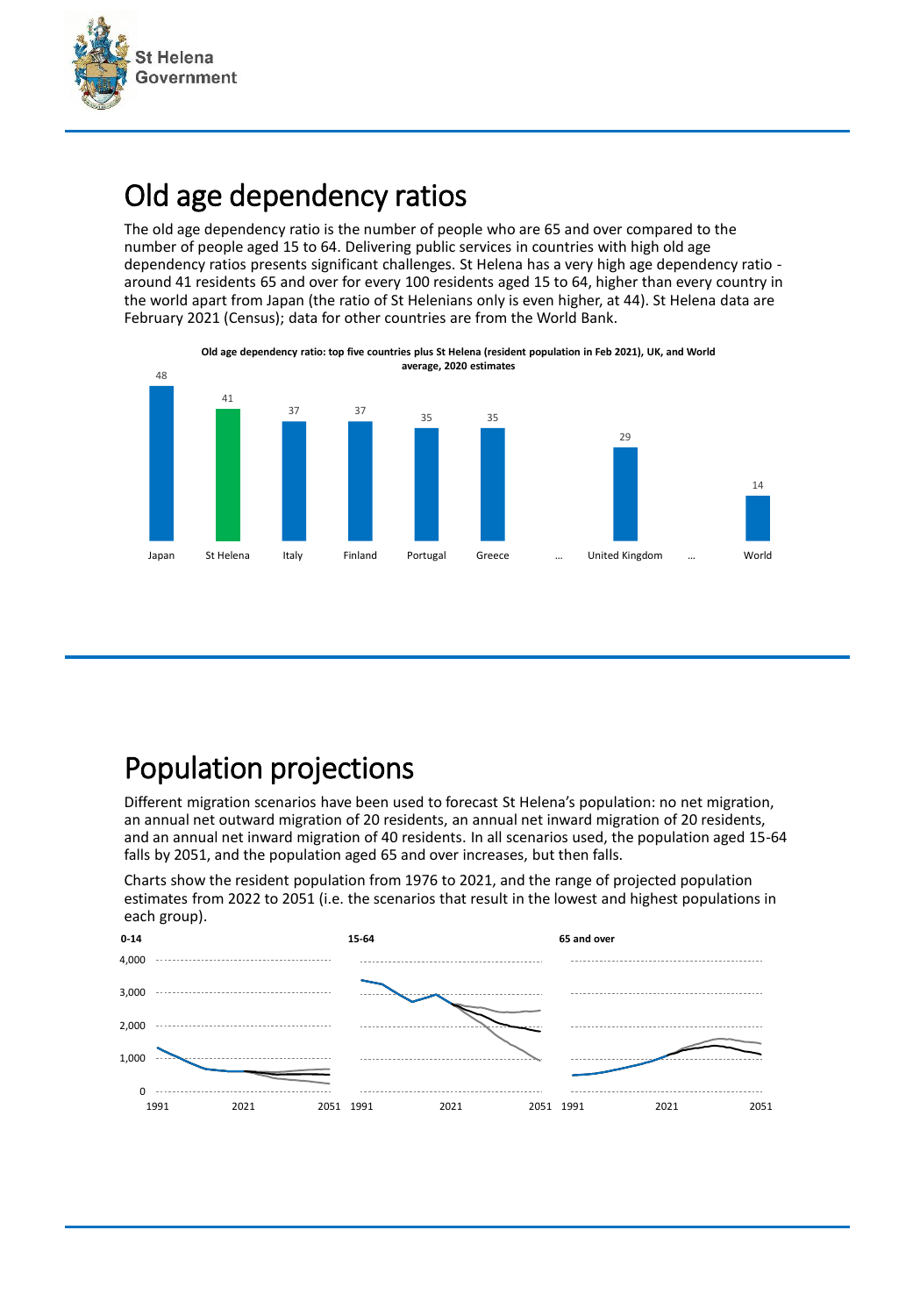# Old age dependency ratios

The old age dependency ratio is the number of people who are 65 and over compared to the number of people aged 15 to 64. Delivering public services in countries with high old age dependency ratios presents significant challenges. St Helena has a very high age dependency ratio - around 41 residents 65 and over for every 100 residents aged 15 to 64, higher than every country in the world apart from Japan (the ratio of St Helenians only is even higher, at 44). St Helena data are February 2021 (Census); data for other countries are from the World Bank.

**Old age dependency ratio: top five countries plus St Helena (resident population in Feb 2021), UK, and World average, 2020 estimates**

| Country | Ratio |
|---|---|
| Japan | 48 |
| St Helena | 41 |
| Italy | 37 |
| Finland | 37 |
| Portugal | 35 |
| Greece | 35 |
| … | |
| United Kingdom | 29 |
| … | |
| World | 14 |

# Population projections

Different migration scenarios have been used to forecast St Helena's population: no net migration, an annual net outward migration of 20 residents, an annual net inward migration of 20 residents, and an annual net inward migration of 40 residents. In all scenarios used, the population aged 15-64 falls by 2051, and the population aged 65 and over increases, but then falls.

Charts show the resident population from 1976 to 2021, and the range of projected population estimates from 2022 to 2051 (i.e. the scenarios that result in the lowest and highest populations in each group).

**0-14** | **15-64** | **65 and over**

(Y-axis: 0, 1,000, 2,000, 3,000, 4,000; X-axis: 1991, 2021, 2051)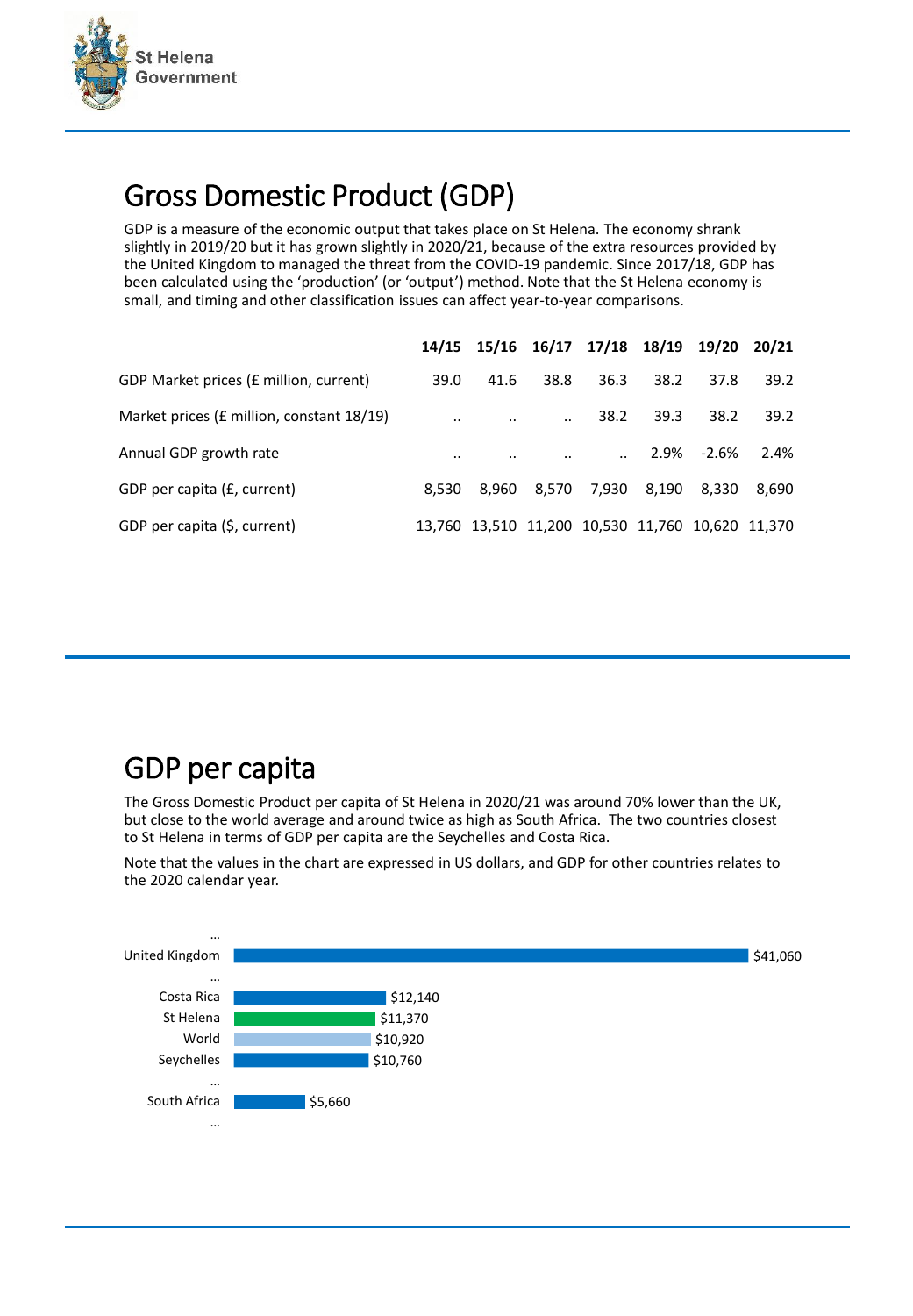# Gross Domestic Product (GDP)

GDP is a measure of the economic output that takes place on St Helena. The economy shrank slightly in 2019/20 but it has grown slightly in 2020/21, because of the extra resources provided by the United Kingdom to managed the threat from the COVID-19 pandemic. Since 2017/18, GDP has been calculated using the 'production' (or 'output') method. Note that the St Helena economy is small, and timing and other classification issues can affect year-to-year comparisons.

| | 14/15 | 15/16 | 16/17 | 17/18 | 18/19 | 19/20 | 20/21 |
|---|---|---|---|---|---|---|---|
| GDP Market prices (£ million, current) | 39.0 | 41.6 | 38.8 | 36.3 | 38.2 | 37.8 | 39.2 |
| Market prices (£ million, constant 18/19) | .. | .. | .. | 38.2 | 39.3 | 38.2 | 39.2 |
| Annual GDP growth rate | .. | .. | .. | .. | 2.9% | -2.6% | 2.4% |
| GDP per capita (£, current) | 8,530 | 8,960 | 8,570 | 7,930 | 8,190 | 8,330 | 8,690 |
| GDP per capita ($, current) | 13,760 | 13,510 | 11,200 | 10,530 | 11,760 | 10,620 | 11,370 |

# GDP per capita

The Gross Domestic Product per capita of St Helena in 2020/21 was around 70% lower than the UK, but close to the world average and around twice as high as South Africa. The two countries closest to St Helena in terms of GDP per capita are the Seychelles and Costa Rica.

Note that the values in the chart are expressed in US dollars, and GDP for other countries relates to the 2020 calendar year.

| Country | GDP per capita |
|---|---|
| … | |
| United Kingdom | $41,060 |
| … | |
| Costa Rica | $12,140 |
| St Helena | $11,370 |
| World | $10,920 |
| Seychelles | $10,760 |
| … | |
| South Africa | $5,660 |
| … | |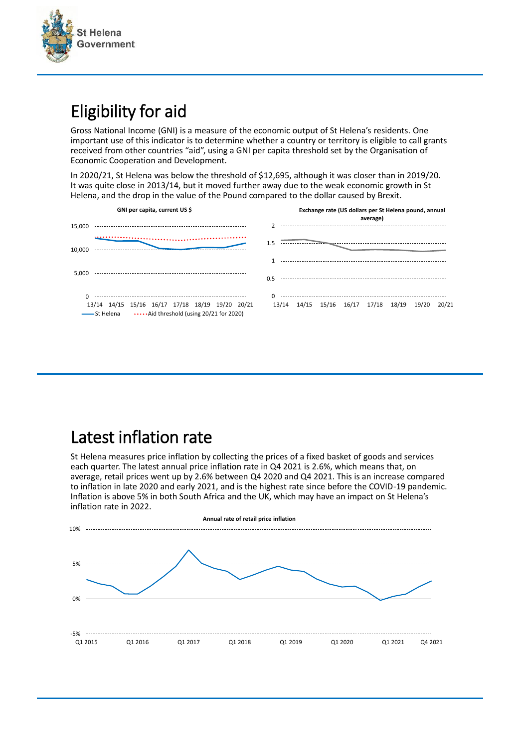# Eligibility for aid

Gross National Income (GNI) is a measure of the economic output of St Helena's residents. One important use of this indicator is to determine whether a country or territory is eligible to call grants received from other countries "aid", using a GNI per capita threshold set by the Organisation of Economic Cooperation and Development.

In 2020/21, St Helena was below the threshold of $12,695, although it was closer than in 2019/20. It was quite close in 2013/14, but it moved further away due to the weak economic growth in St Helena, and the drop in the value of the Pound compared to the dollar caused by Brexit.

GNI per capita, current US $

15,000
10,000
5,000
0
13/14 14/15 15/16 16/17 17/18 18/19 19/20 20/21
St Helena · Aid threshold (using 20/21 for 2020)

Exchange rate (US dollars per St Helena pound, annual average)

2
1.5
1
0.5
0
13/14 14/15 15/16 16/17 17/18 18/19 19/20 20/21

# Latest inflation rate

St Helena measures price inflation by collecting the prices of a fixed basket of goods and services each quarter. The latest annual price inflation rate in Q4 2021 is 2.6%, which means that, on average, retail prices went up by 2.6% between Q4 2020 and Q4 2021. This is an increase compared to inflation in late 2020 and early 2021, and is the highest rate since before the COVID-19 pandemic. Inflation is above 5% in both South Africa and the UK, which may have an impact on St Helena's inflation rate in 2022.

Annual rate of retail price inflation

10%
5%
0%
-5%
Q1 2015 Q1 2016 Q1 2017 Q1 2018 Q1 2019 Q1 2020 Q1 2021 Q4 2021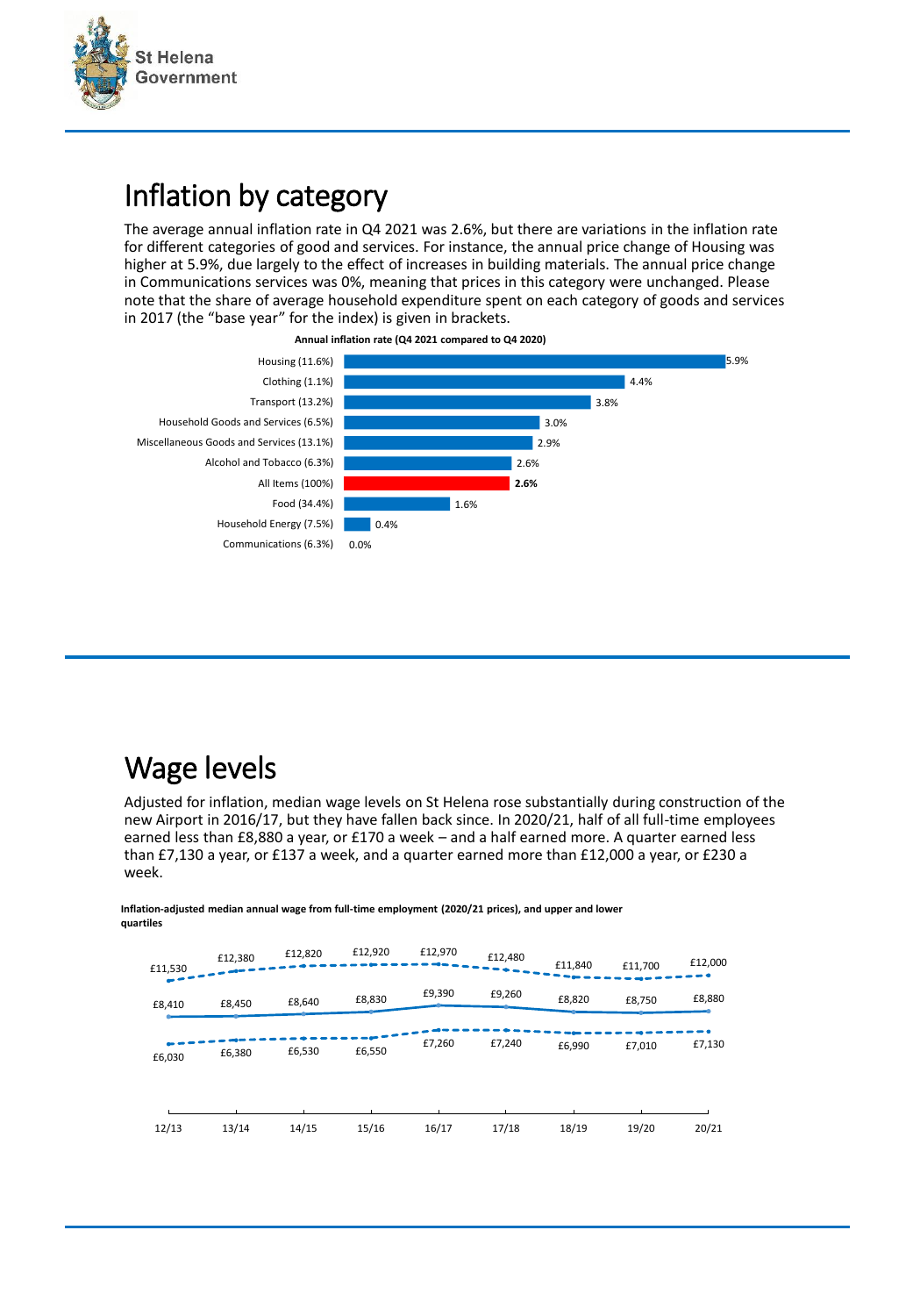# Inflation by category

The average annual inflation rate in Q4 2021 was 2.6%, but there are variations in the inflation rate for different categories of good and services. For instance, the annual price change of Housing was higher at 5.9%, due largely to the effect of increases in building materials. The annual price change in Communications services was 0%, meaning that prices in this category were unchanged. Please note that the share of average household expenditure spent on each category of goods and services in 2017 (the "base year" for the index) is given in brackets.

**Annual inflation rate (Q4 2021 compared to Q4 2020)**

| Category | Annual inflation rate |
|---|---|
| Housing (11.6%) | 5.9% |
| Clothing (1.1%) | 4.4% |
| Transport (13.2%) | 3.8% |
| Household Goods and Services (6.5%) | 3.0% |
| Miscellaneous Goods and Services (13.1%) | 2.9% |
| Alcohol and Tobacco (6.3%) | 2.6% |
| **All Items (100%)** | **2.6%** |
| Food (34.4%) | 1.6% |
| Household Energy (7.5%) | 0.4% |
| Communications (6.3%) | 0.0% |

# Wage levels

Adjusted for inflation, median wage levels on St Helena rose substantially during construction of the new Airport in 2016/17, but they have fallen back since. In 2020/21, half of all full-time employees earned less than £8,880 a year, or £170 a week – and a half earned more. A quarter earned less than £7,130 a year, or £137 a week, and a quarter earned more than £12,000 a year, or £230 a week.

**Inflation-adjusted median annual wage from full-time employment (2020/21 prices), and upper and lower quartiles**

| | 12/13 | 13/14 | 14/15 | 15/16 | 16/17 | 17/18 | 18/19 | 19/20 | 20/21 |
|---|---|---|---|---|---|---|---|---|---|
| Upper quartile | £11,530 | £12,380 | £12,820 | £12,920 | £12,970 | £12,480 | £11,840 | £11,700 | £12,000 |
| Median | £8,410 | £8,450 | £8,640 | £8,830 | £9,390 | £9,260 | £8,820 | £8,750 | £8,880 |
| Lower quartile | £6,030 | £6,380 | £6,530 | £6,550 | £7,260 | £7,240 | £6,990 | £7,010 | £7,130 |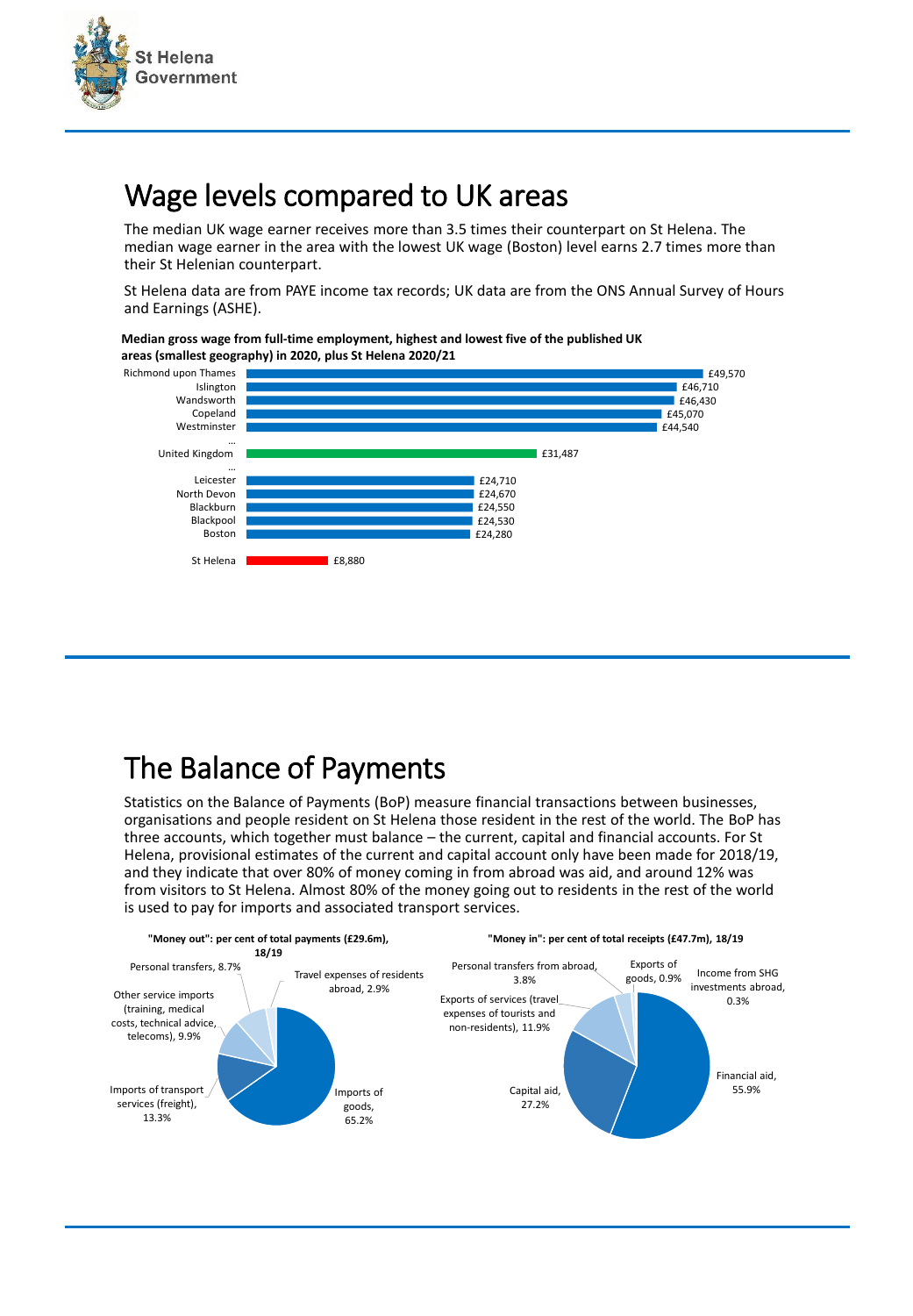# Wage levels compared to UK areas

The median UK wage earner receives more than 3.5 times their counterpart on St Helena. The median wage earner in the area with the lowest UK wage (Boston) level earns 2.7 times more than their St Helenian counterpart.

St Helena data are from PAYE income tax records; UK data are from the ONS Annual Survey of Hours and Earnings (ASHE).

**Median gross wage from full-time employment, highest and lowest five of the published UK areas (smallest geography) in 2020, plus St Helena 2020/21**

| Area | Median gross wage |
|---|---|
| Richmond upon Thames | £49,570 |
| Islington | £46,710 |
| Wandsworth | £46,430 |
| Copeland | £45,070 |
| Westminster | £44,540 |
| … | |
| United Kingdom | £31,487 |
| … | |
| Leicester | £24,710 |
| North Devon | £24,670 |
| Blackburn | £24,550 |
| Blackpool | £24,530 |
| Boston | £24,280 |
| St Helena | £8,880 |

# The Balance of Payments

Statistics on the Balance of Payments (BoP) measure financial transactions between businesses, organisations and people resident on St Helena those resident in the rest of the world. The BoP has three accounts, which together must balance – the current, capital and financial accounts. For St Helena, provisional estimates of the current and capital account only have been made for 2018/19, and they indicate that over 80% of money coming in from abroad was aid, and around 12% was from visitors to St Helena. Almost 80% of the money going out to residents in the rest of the world is used to pay for imports and associated transport services.

**"Money out": per cent of total payments (£29.6m), 18/19**

| Category | Per cent |
|---|---|
| Imports of goods | 65.2% |
| Imports of transport services (freight) | 13.3% |
| Other service imports (training, medical costs, technical advice, telecoms) | 9.9% |
| Personal transfers | 8.7% |
| Travel expenses of residents abroad | 2.9% |

**"Money in": per cent of total receipts (£47.7m), 18/19**

| Category | Per cent |
|---|---|
| Financial aid | 55.9% |
| Capital aid | 27.2% |
| Exports of services (travel expenses of tourists and non-residents) | 11.9% |
| Personal transfers from abroad | 3.8% |
| Exports of goods | 0.9% |
| Income from SHG investments abroad | 0.3% |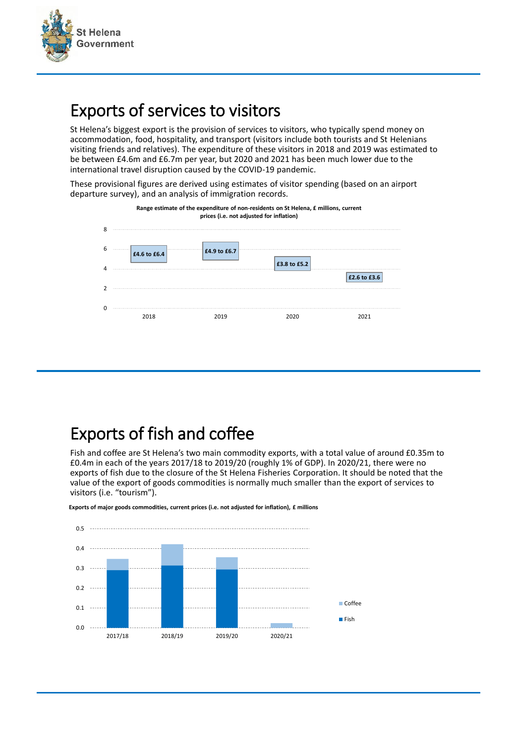# Exports of services to visitors

St Helena's biggest export is the provision of services to visitors, who typically spend money on accommodation, food, hospitality, and transport (visitors include both tourists and St Helenians visiting friends and relatives). The expenditure of these visitors in 2018 and 2019 was estimated to be between £4.6m and £6.7m per year, but 2020 and 2021 has been much lower due to the international travel disruption caused by the COVID-19 pandemic.

These provisional figures are derived using estimates of visitor spending (based on an airport departure survey), and an analysis of immigration records.

**Range estimate of the expenditure of non-residents on St Helena, £ millions, current prices (i.e. not adjusted for inflation)**

| Year | Range estimate |
|---|---|
| 2018 | £4.6 to £6.4 |
| 2019 | £4.9 to £6.7 |
| 2020 | £3.8 to £5.2 |
| 2021 | £2.6 to £3.6 |

# Exports of fish and coffee

Fish and coffee are St Helena's two main commodity exports, with a total value of around £0.35m to £0.4m in each of the years 2017/18 to 2019/20 (roughly 1% of GDP). In 2020/21, there were no exports of fish due to the closure of the St Helena Fisheries Corporation. It should be noted that the value of the export of goods commodities is normally much smaller than the export of services to visitors (i.e. "tourism").

**Exports of major goods commodities, current prices (i.e. not adjusted for inflation), £ millions**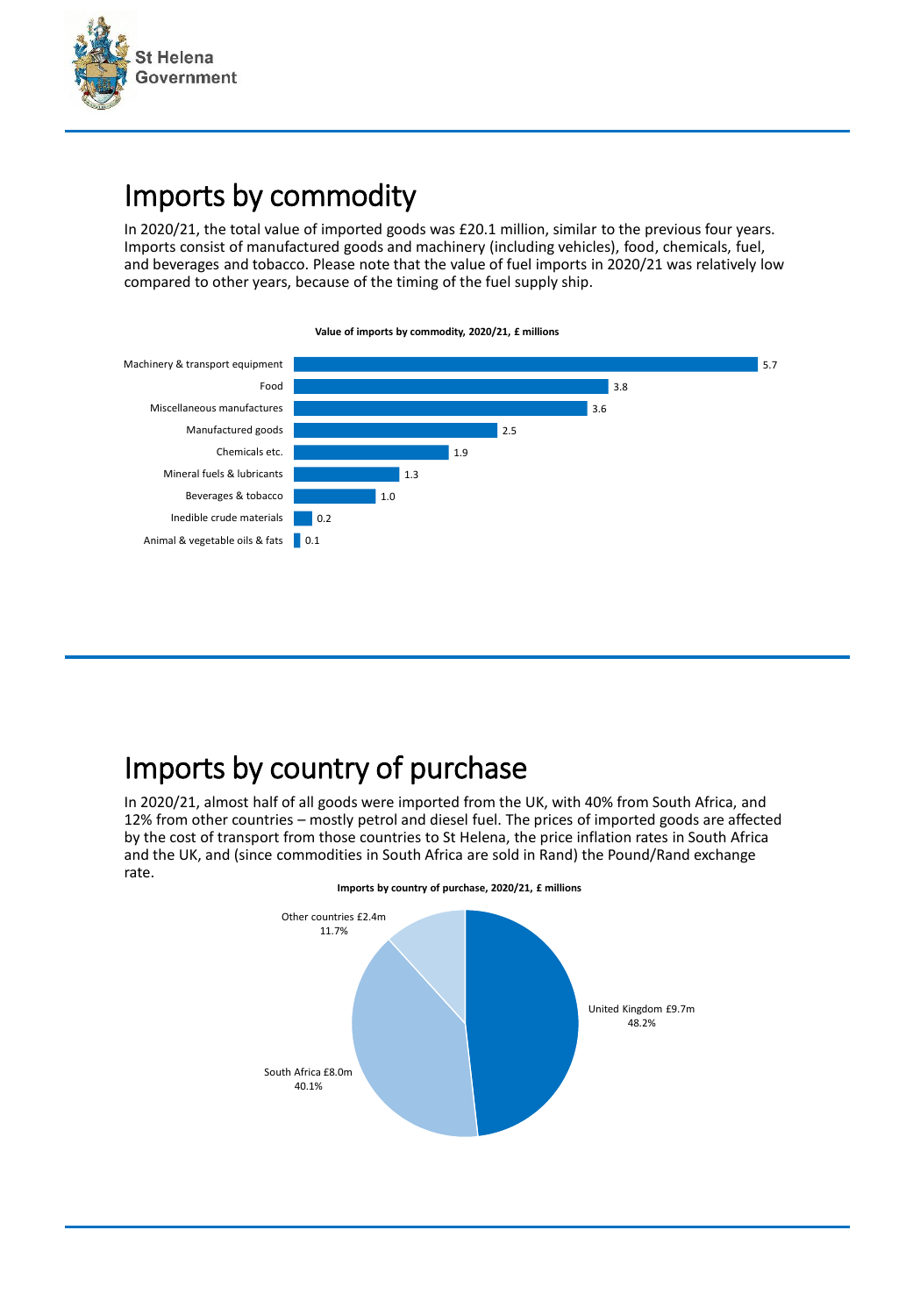# Imports by commodity

In 2020/21, the total value of imported goods was £20.1 million, similar to the previous four years. Imports consist of manufactured goods and machinery (including vehicles), food, chemicals, fuel, and beverages and tobacco. Please note that the value of fuel imports in 2020/21 was relatively low compared to other years, because of the timing of the fuel supply ship.

**Value of imports by commodity, 2020/21, £ millions**

| Commodity | £ millions |
|---|---|
| Machinery & transport equipment | 5.7 |
| Food | 3.8 |
| Miscellaneous manufactures | 3.6 |
| Manufactured goods | 2.5 |
| Chemicals etc. | 1.9 |
| Mineral fuels & lubricants | 1.3 |
| Beverages & tobacco | 1.0 |
| Inedible crude materials | 0.2 |
| Animal & vegetable oils & fats | 0.1 |

# Imports by country of purchase

In 2020/21, almost half of all goods were imported from the UK, with 40% from South Africa, and 12% from other countries – mostly petrol and diesel fuel. The prices of imported goods are affected by the cost of transport from those countries to St Helena, the price inflation rates in South Africa and the UK, and (since commodities in South Africa are sold in Rand) the Pound/Rand exchange rate.

**Imports by country of purchase, 2020/21, £ millions**

| Country | Value | Share |
|---|---|---|
| United Kingdom | £9.7m | 48.2% |
| South Africa | £8.0m | 40.1% |
| Other countries | £2.4m | 11.7% |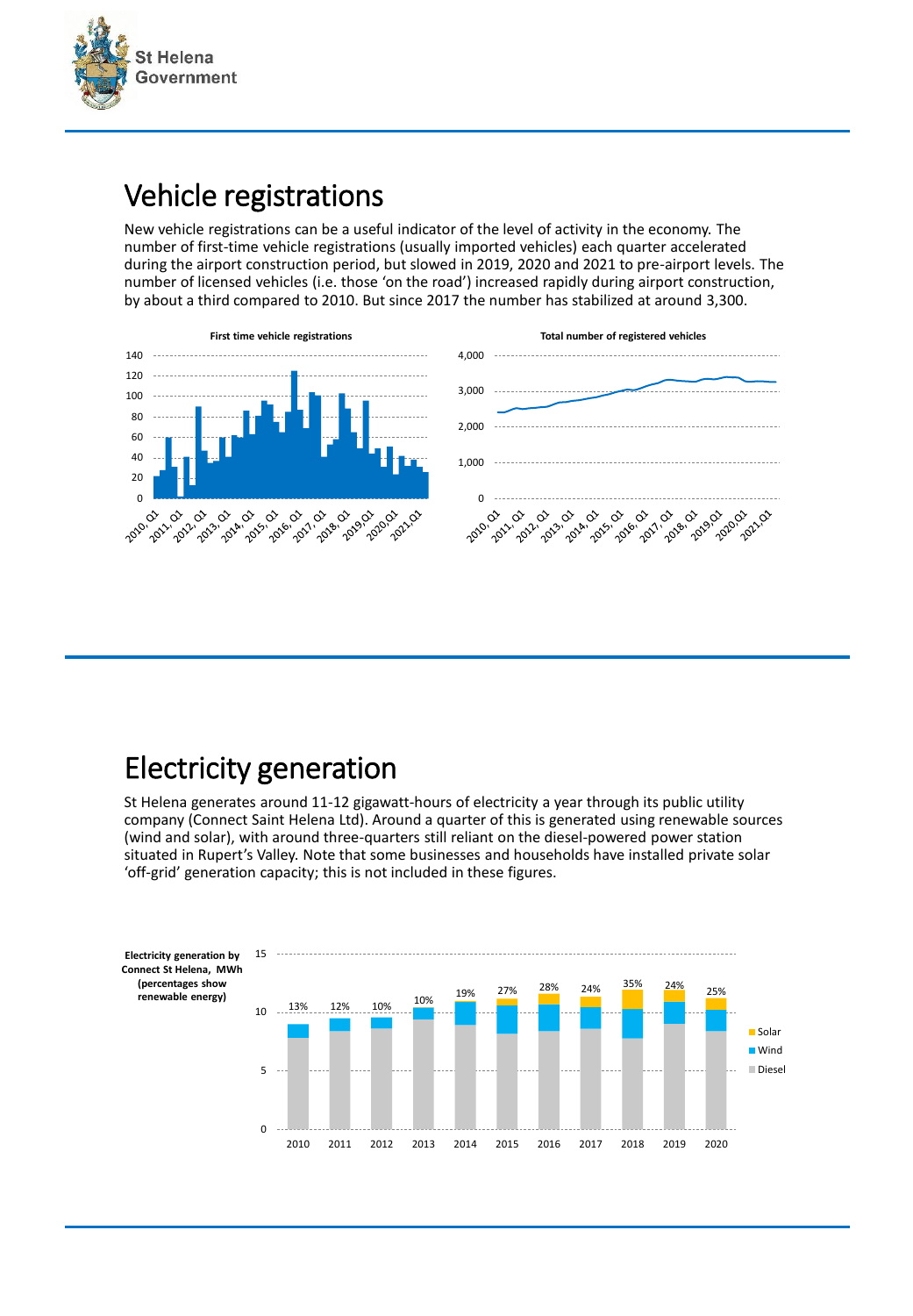# Vehicle registrations

New vehicle registrations can be a useful indicator of the level of activity in the economy. The number of first-time vehicle registrations (usually imported vehicles) each quarter accelerated during the airport construction period, but slowed in 2019, 2020 and 2021 to pre-airport levels. The number of licensed vehicles (i.e. those 'on the road') increased rapidly during airport construction, by about a third compared to 2010. But since 2017 the number has stabilized at around 3,300.

**First time vehicle registrations**

**Total number of registered vehicles**

# Electricity generation

St Helena generates around 11-12 gigawatt-hours of electricity a year through its public utility company (Connect Saint Helena Ltd). Around a quarter of this is generated using renewable sources (wind and solar), with around three-quarters still reliant on the diesel-powered power station situated in Rupert's Valley. Note that some businesses and households have installed private solar 'off-grid' generation capacity; this is not included in these figures.

**Electricity generation by Connect St Helena, MWh (percentages show renewable energy)**

| Year | 2010 | 2011 | 2012 | 2013 | 2014 | 2015 | 2016 | 2017 | 2018 | 2019 | 2020 |
|---|---|---|---|---|---|---|---|---|---|---|---|
| Renewable energy | 13% | 12% | 10% | 10% | 19% | 27% | 28% | 24% | 35% | 24% | 25% |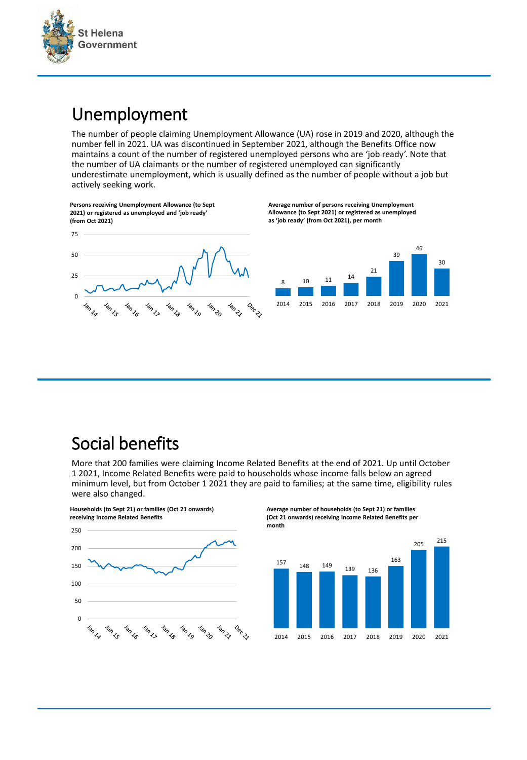# Unemployment

The number of people claiming Unemployment Allowance (UA) rose in 2019 and 2020, although the number fell in 2021. UA was discontinued in September 2021, although the Benefits Office now maintains a count of the number of registered unemployed persons who are 'job ready'. Note that the number of UA claimants or the number of registered unemployed can significantly underestimate unemployment, which is usually defined as the number of people without a job but actively seeking work.

**Persons receiving Unemployment Allowance (to Sept 2021) or registered as unemployed and 'job ready' (from Oct 2021)**

**Average number of persons receiving Unemployment Allowance (to Sept 2021) or registered as unemployed as 'job ready' (from Oct 2021), per month**

| Year | 2014 | 2015 | 2016 | 2017 | 2018 | 2019 | 2020 | 2021 |
|---|---|---|---|---|---|---|---|---|
| Persons | 8 | 10 | 11 | 14 | 21 | 39 | 46 | 30 |

# Social benefits

More that 200 families were claiming Income Related Benefits at the end of 2021. Up until October 1 2021, Income Related Benefits were paid to households whose income falls below an agreed minimum level, but from October 1 2021 they are paid to families; at the same time, eligibility rules were also changed.

**Households (to Sept 21) or families (Oct 21 onwards) receiving Income Related Benefits**

**Average number of households (to Sept 21) or families (Oct 21 onwards) receiving Income Related Benefits per month**

| Year | 2014 | 2015 | 2016 | 2017 | 2018 | 2019 | 2020 | 2021 |
|---|---|---|---|---|---|---|---|---|
| Households/families | 157 | 148 | 149 | 139 | 136 | 163 | 205 | 215 |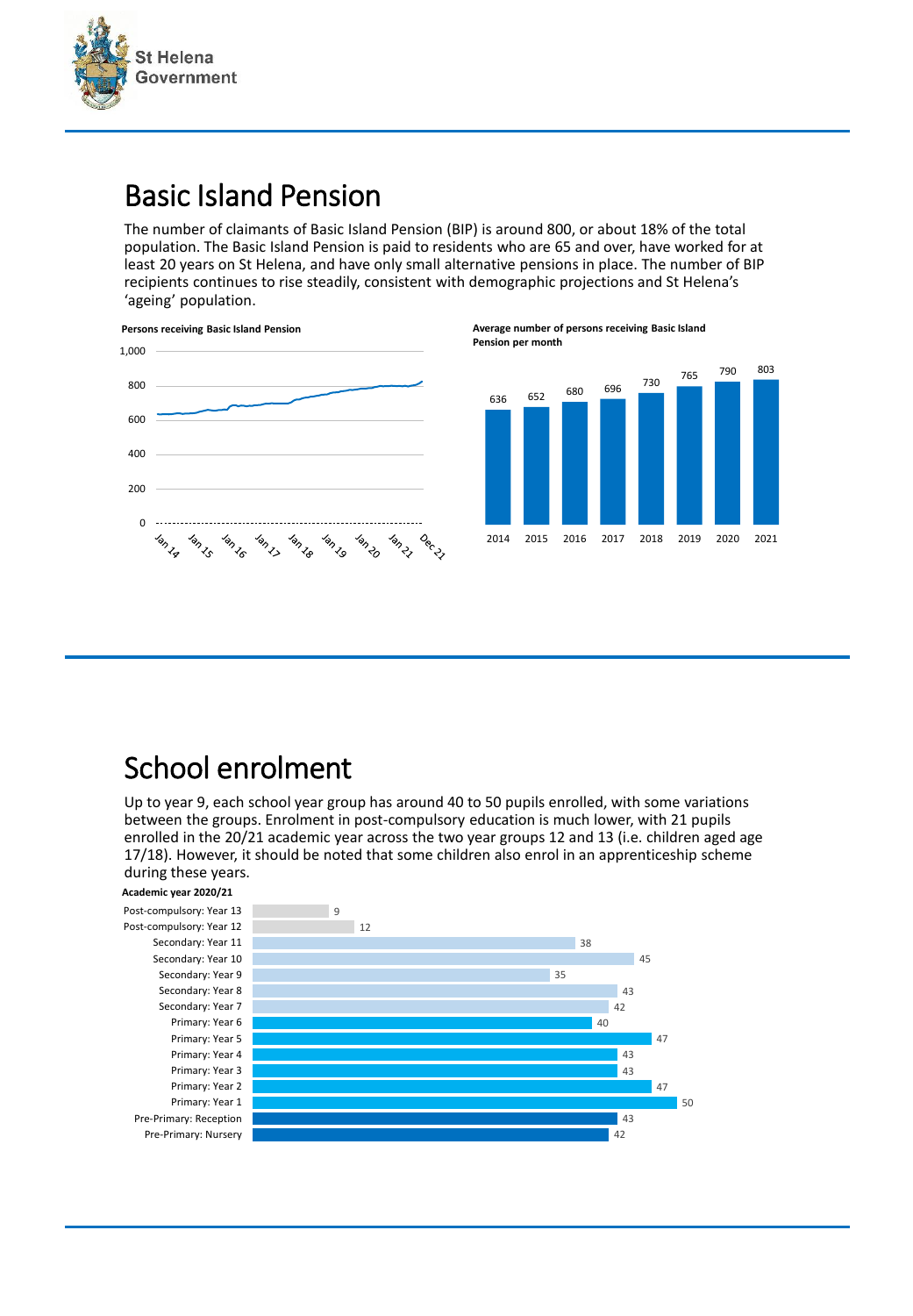# Basic Island Pension

The number of claimants of Basic Island Pension (BIP) is around 800, or about 18% of the total population. The Basic Island Pension is paid to residents who are 65 and over, have worked for at least 20 years on St Helena, and have only small alternative pensions in place. The number of BIP recipients continues to rise steadily, consistent with demographic projections and St Helena's 'ageing' population.

**Persons receiving Basic Island Pension**

**Average number of persons receiving Basic Island Pension per month**

| 2014 | 2015 | 2016 | 2017 | 2018 | 2019 | 2020 | 2021 |
|---|---|---|---|---|---|---|---|
| 636 | 652 | 680 | 696 | 730 | 765 | 790 | 803 |

# School enrolment

Up to year 9, each school year group has around 40 to 50 pupils enrolled, with some variations between the groups. Enrolment in post-compulsory education is much lower, with 21 pupils enrolled in the 20/21 academic year across the two year groups 12 and 13 (i.e. children aged age 17/18). However, it should be noted that some children also enrol in an apprenticeship scheme during these years.

**Academic year 2020/21**

| Year group | Pupils |
|---|---|
| Post-compulsory: Year 13 | 9 |
| Post-compulsory: Year 12 | 12 |
| Secondary: Year 11 | 38 |
| Secondary: Year 10 | 45 |
| Secondary: Year 9 | 35 |
| Secondary: Year 8 | 43 |
| Secondary: Year 7 | 42 |
| Primary: Year 6 | 40 |
| Primary: Year 5 | 47 |
| Primary: Year 4 | 43 |
| Primary: Year 3 | 43 |
| Primary: Year 2 | 47 |
| Primary: Year 1 | 50 |
| Pre-Primary: Reception | 43 |
| Pre-Primary: Nursery | 42 |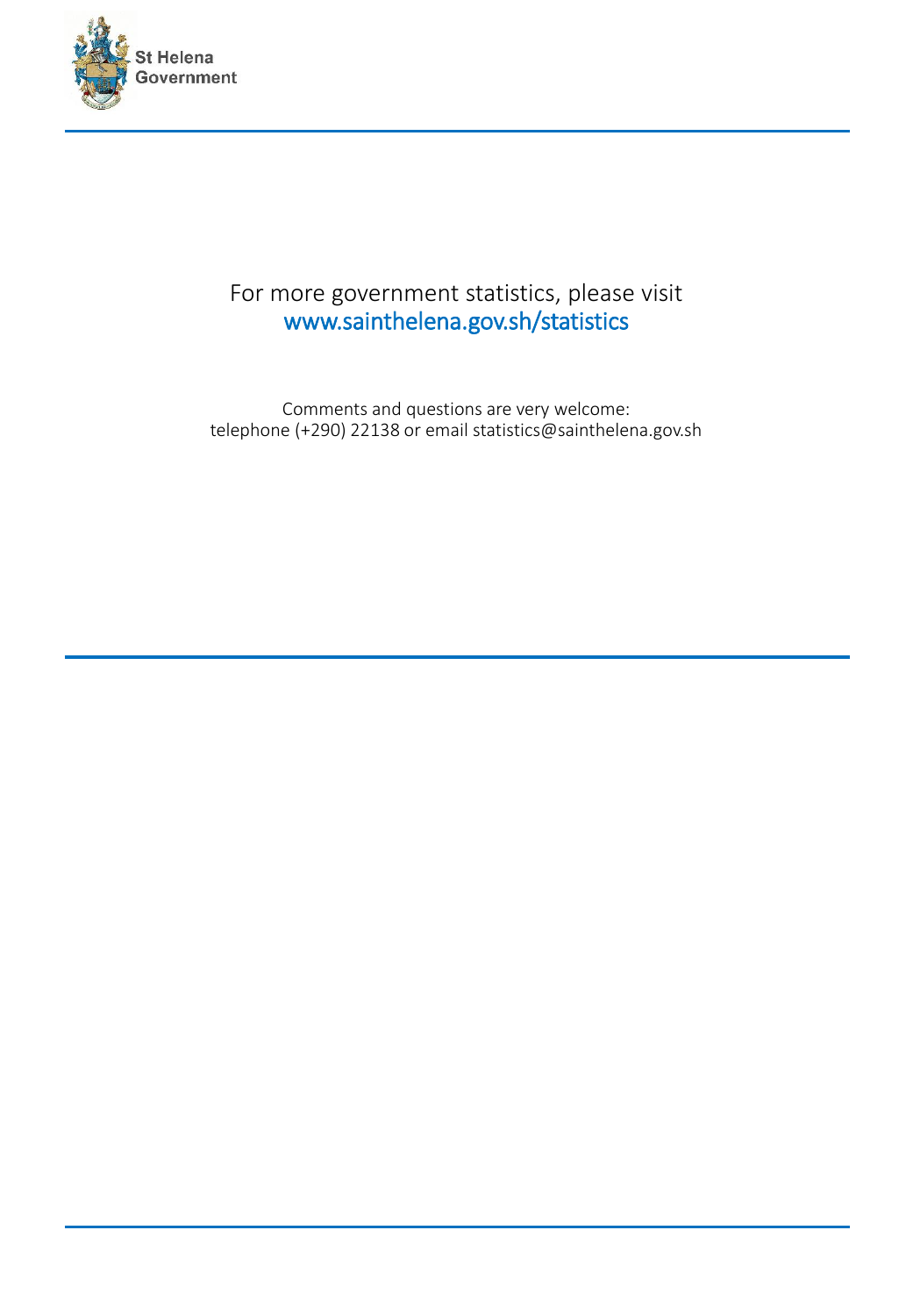St Helena Government

For more government statistics, please visit
www.sainthelena.gov.sh/statistics

Comments and questions are very welcome:
telephone (+290) 22138 or email statistics@sainthelena.gov.sh